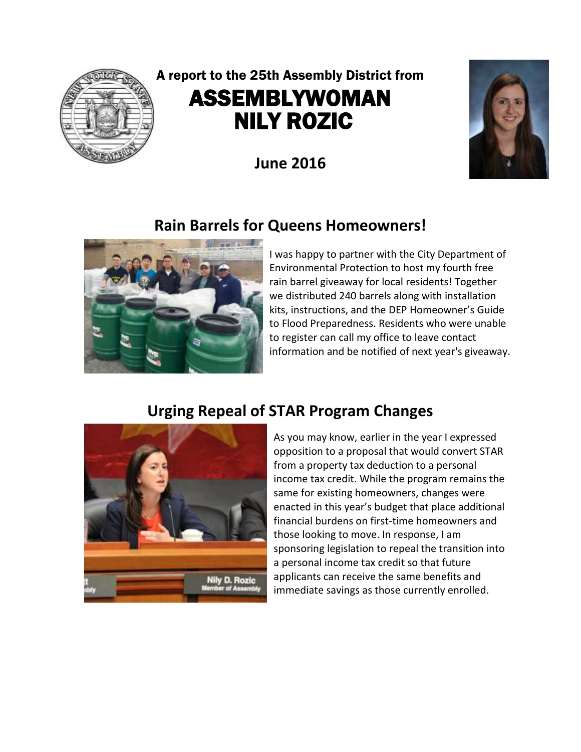A report to the 25th Assembly District from

# ASSEMBLYWOMAN NILY ROZIC

**June 2016**

## Rain Barrels for Queens Homeowners!

I was happy to partner with the City Department of Environmental Protection to host my fourth free rain barrel giveaway for local residents! Together we distributed 240 barrels along with installation kits, instructions, and the DEP Homeowner's Guide to Flood Preparedness. Residents who were unable to register can call my office to leave contact information and be notified of next year's giveaway.

## Urging Repeal of STAR Program Changes

As you may know, earlier in the year I expressed opposition to a proposal that would convert STAR from a property tax deduction to a personal income tax credit. While the program remains the same for existing homeowners, changes were enacted in this year's budget that place additional financial burdens on first-time homeowners and those looking to move. In response, I am sponsoring legislation to repeal the transition into a personal income tax credit so that future applicants can receive the same benefits and immediate savings as those currently enrolled.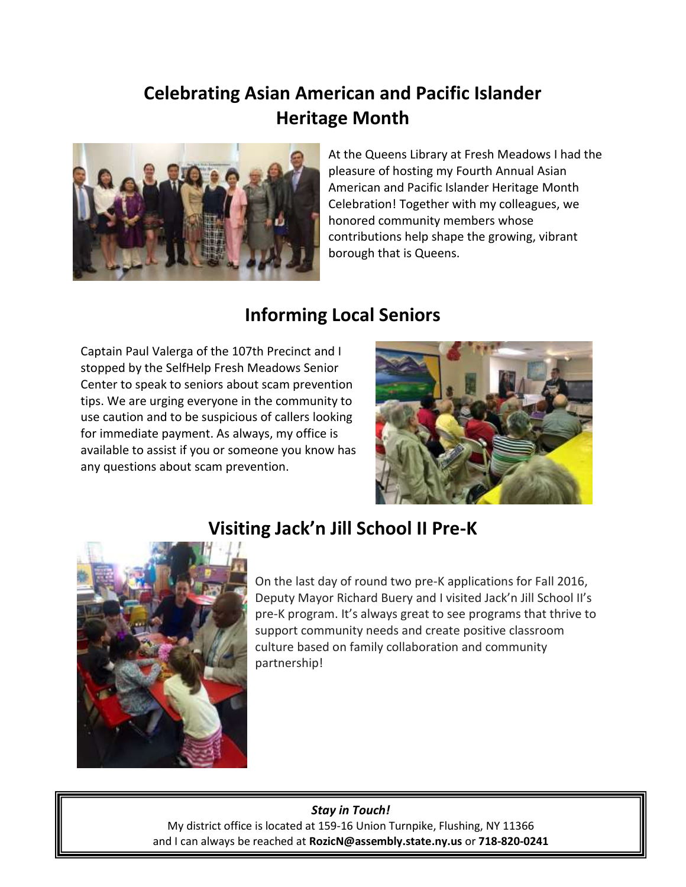## Celebrating Asian American and Pacific Islander Heritage Month

At the Queens Library at Fresh Meadows I had the pleasure of hosting my Fourth Annual Asian American and Pacific Islander Heritage Month Celebration! Together with my colleagues, we honored community members whose contributions help shape the growing, vibrant borough that is Queens.

## Informing Local Seniors

Captain Paul Valerga of the 107th Precinct and I stopped by the SelfHelp Fresh Meadows Senior Center to speak to seniors about scam prevention tips. We are urging everyone in the community to use caution and to be suspicious of callers looking for immediate payment. As always, my office is available to assist if you or someone you know has any questions about scam prevention.

## Visiting Jack'n Jill School II Pre-K

On the last day of round two pre-K applications for Fall 2016, Deputy Mayor Richard Buery and I visited Jack'n Jill School II's pre-K program. It's always great to see programs that thrive to support community needs and create positive classroom culture based on family collaboration and community partnership!

***Stay in Touch!***

My district office is located at 159-16 Union Turnpike, Flushing, NY 11366
and I can always be reached at **RozicN@assembly.state.ny.us** or **718-820-0241**